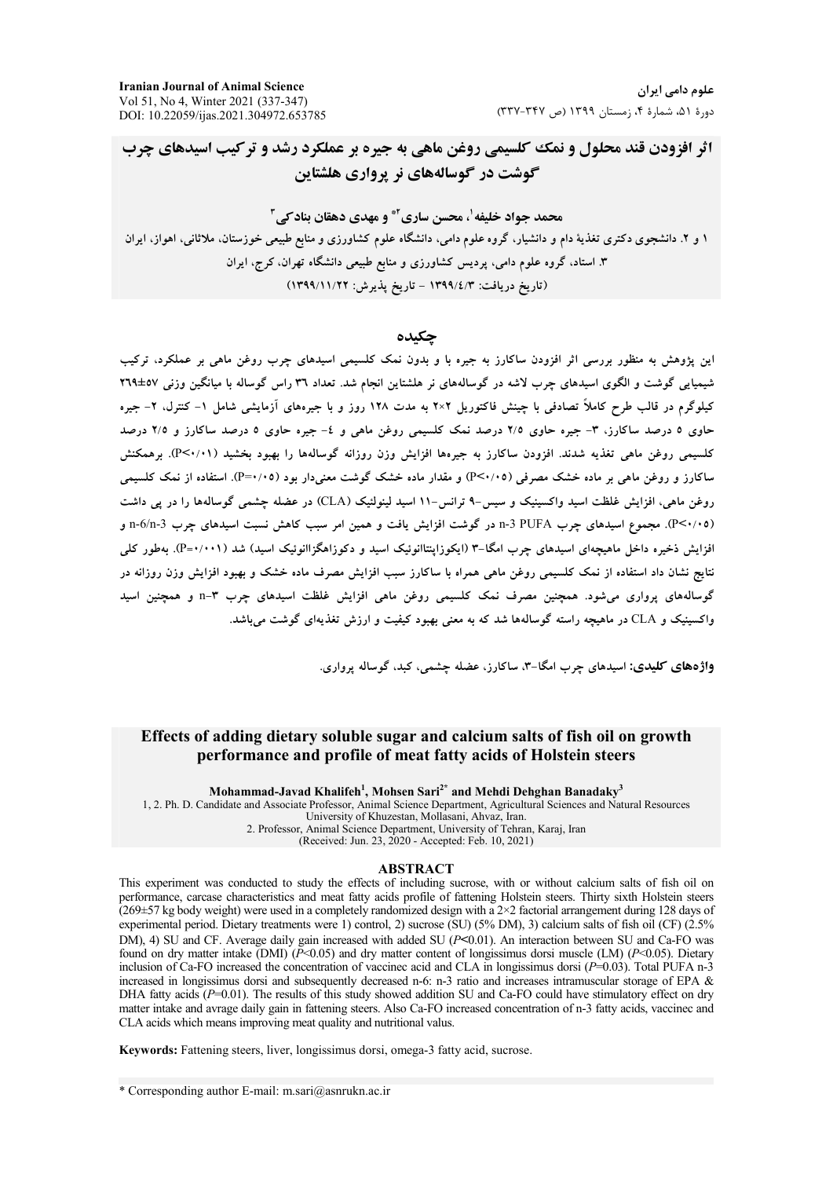# اثر افزودن قند محلول و نمک کلسیمی روغن ماهی به جیره بر عملکرد رشد و ترکیب اسیدهای چرب گوشت در گوساله‌های نر پرواری هلشتاین

**محمد جواد خلیفه[1]، محسن ساری[2*] و مهدی دهقان بنادکی[3]**

۱ و ۲. دانشجوی دکتری تغذیۀ دام و دانشیار، گروه علوم دامی، دانشگاه علوم کشاورزی و منابع طبیعی خوزستان، ملاثانی، اهواز، ایران

۳. استاد، گروه علوم دامی، پردیس کشاورزی و منابع طبیعی دانشگاه تهران، کرج، ایران

(تاریخ دریافت: ۱۳۹۹/٤/۳ - تاریخ پذیرش: ۱۳۹۹/۱۱/۲۲)

## چکیده

این پژوهش به منظور بررسی اثر افزودن ساکارز به جیره با و بدون نمک کلسیمی اسیدهای چرب روغن ماهی بر عملکرد، ترکیب شیمیایی گوشت و الگوی اسیدهای چرب لاشه در گوساله‌های نر هلشتاین انجام شد. تعداد ۳٦ راس گوساله با میانگین وزنی ۵۷±۲٦۹ کیلوگرم در قالب طرح کاملاً تصادفی با چینش فاکتوریل ۲×۲ به مدت ۱۲۸ روز و با جیره‌های آزمایشی شامل ۱- کنترل، ۲- جیره حاوی ۵ درصد ساکارز، ۳- جیره حاوی ۲/۵ درصد نمک کلسیمی روغن ماهی و ٤- جیره حاوی ۵ درصد ساکارز و ۲/۵ درصد کلسیمی روغن ماهی تغذیه شدند. افزودن ساکارز به جیره‌ها افزایش وزن روزانه گوساله‌ها را بهبود بخشید (P<۰/۰۱). برهمکنش ساکارز و روغن ماهی بر ماده خشک مصرفی (P<۰/۰۵) و مقدار ماده خشک گوشت معنی‌دار بود (P=۰/۰۵). استفاده از نمک کلسیمی روغن ماهی، افزایش غلظت اسید واکسینیک و سیس-۹ ترانس-۱۱ اسید لینولئیک (CLA) در عضله چشمی گوساله‌ها را در پی داشت (P<۰/۰۵). مجموع اسیدهای چرب n-3 PUFA در گوشت افزایش یافت و همین امر سبب کاهش نسبت اسیدهای چرب n-6/n-3 و افزایش ذخیره داخل ماهیچه‌ای اسیدهای چرب امگا-۳ (ایکوزاپنتانوئیک اسید و دکوزاهگزانوئیک اسید) شد (P=۰/۰۰۱). به‌طور کلی نتایج نشان داد استفاده از نمک کلسیمی روغن ماهی همراه با ساکارز سبب افزایش مصرف ماده خشک و بهبود افزایش وزن روزانه در گوساله‌های پرواری می‌شود. همچنین مصرف نمک کلسیمی روغن ماهی افزایش غلظت اسیدهای چرب n-۳ و همچنین اسید واکسینیک و CLA در ماهیچه راسته گوساله‌ها شد که به معنی بهبود کیفیت و ارزش تغذیه‌ای گوشت می‌باشد.

**واژه‌های کلیدی:** اسیدهای چرب امگا-۳، ساکارز، عضله چشمی، کبد، گوساله پرواری.

# Effects of adding dietary soluble sugar and calcium salts of fish oil on growth performance and profile of meat fatty acids of Holstein steers

**Mohammad-Javad Khalifeh[1], Mohsen Sari[2*] and Mehdi Dehghan Banadaky[3]**

1, 2. Ph. D. Candidate and Associate Professor, Animal Science Department, Agricultural Sciences and Natural Resources University of Khuzestan, Mollasani, Ahvaz, Iran.

2. Professor, Animal Science Department, University of Tehran, Karaj, Iran

(Received: Jun. 23, 2020 - Accepted: Feb. 10, 2021)

## ABSTRACT

This experiment was conducted to study the effects of including sucrose, with or without calcium salts of fish oil on performance, carcase characteristics and meat fatty acids profile of fattening Holstein steers. Thirty sixth Holstein steers (269±57 kg body weight) were used in a completely randomized design with a 2×2 factorial arrangement during 128 days of experimental period. Dietary treatments were 1) control, 2) sucrose (SU) (5% DM), 3) calcium salts of fish oil (CF) (2.5% DM), 4) SU and CF. Average daily gain increased with added SU ($P<0.01$). An interaction between SU and Ca-FO was found on dry matter intake (DMI) ($P<0.05$) and dry matter content of longissimus dorsi muscle (LM) ($P<0.05$). Dietary inclusion of Ca-FO increased the concentration of vaccinec acid and CLA in longissimus dorsi ($P=0.03$). Total PUFA n-3 increased in longissimus dorsi and subsequently decreased n-6: n-3 ratio and increases intramuscular storage of EPA & DHA fatty acids ($P=0.01$). The results of this study showed addition SU and Ca-FO could have stimulatory effect on dry matter intake and avrage daily gain in fattening steers. Also Ca-FO increased concentration of n-3 fatty acids, vaccinec and CLA acids which means improving meat quality and nutritional valus.

**Keywords:** Fattening steers, liver, longissimus dorsi, omega-3 fatty acid, sucrose.

* Corresponding author E-mail: m.sari@asnrukn.ac.ir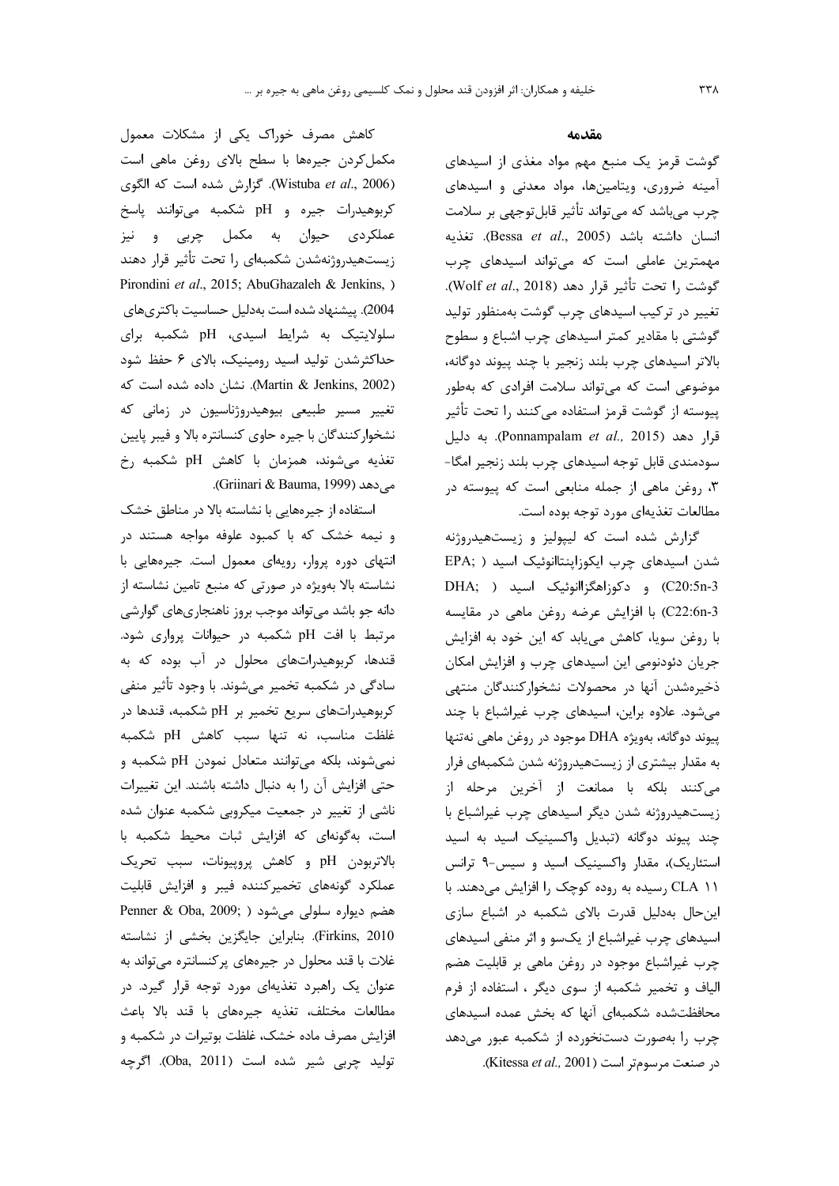## مقدمه

گوشت قرمز یک منبع مهم مواد مغذی از اسیدهای آمینه ضروری، ویتامین‌ها، مواد معدنی و اسیدهای چرب می‌باشد که می‌تواند تأثیر قابل‌توجهی بر سلامت انسان داشته باشد (Bessa *et al*., 2005). تغذیه مهمترین عاملی است که می‌تواند اسیدهای چرب گوشت را تحت تأثیر قرار دهد (Wolf *et al*., 2018). تغییر در ترکیب اسیدهای چرب گوشت به‌منظور تولید گوشتی با مقادیر کمتر اسیدهای چرب اشباع و سطوح بالاتر اسیدهای چرب بلند زنجیر با چند پیوند دوگانه، موضوعی است که می‌تواند سلامت افرادی که به‌طور پیوسته از گوشت قرمز استفاده می‌کنند را تحت تأثیر قرار دهد (Ponnampalam *et al.,* 2015). به دلیل سودمندی قابل توجه اسیدهای چرب بلند زنجیر امگا-۳، روغن ماهی از جمله منابعی است که پیوسته در مطالعات تغذیه‌ای مورد توجه بوده است.

گزارش شده است که لیپولیز و زیست‌هیدروژنه شدن اسیدهای چرب ایکوزاپنتاانوئیک اسید (EPA; C20:5n-3) و دکوزاهگزاانوئیک اسید (DHA; C22:6n-3) با افزایش عرضه روغن ماهی در مقایسه با روغن سویا، کاهش می‌یابد که این خود به افزایش جریان دئودنومی این اسیدهای چرب و افزایش امکان ذخیره‌شدن آنها در محصولات نشخوارکنندگان منتهی می‌شود. علاوه براین، اسیدهای چرب غیراشباع با چند پیوند دوگانه، به‌ویژه DHA موجود در روغن ماهی نه‌تنها به مقدار بیشتری از زیست‌هیدروژنه شدن شکمبه‌ای فرار می‌کنند بلکه با ممانعت از آخرین مرحله از زیست‌هیدروژنه شدن دیگر اسیدهای چرب غیراشباع با چند پیوند دوگانه (تبدیل واکسینیک اسید به اسید استئاریک)، مقدار واکسینیک اسید و سیس-۹ ترانس ۱۱ CLA رسیده به روده کوچک را افزایش می‌دهند. با این‌حال به‌دلیل قدرت بالای شکمبه در اشباع سازی اسیدهای چرب غیراشباع از یک‌سو و اثر منفی اسیدهای چرب غیراشباع موجود در روغن ماهی بر قابلیت هضم الیاف و تخمیر شکمبه از سوی دیگر ، استفاده از فرم محافظت‌شده شکمبه‌ای آنها که بخش عمده اسیدهای چرب را به‌صورت دست‌نخورده از شکمبه عبور می‌دهد در صنعت مرسوم‌تر است (Kitessa *et al.,* 2001).

کاهش مصرف خوراک یکی از مشکلات معمول مکمل‌کردن جیره‌ها با سطح بالای روغن ماهی است (Wistuba *et al*., 2006). گزارش شده است که الگوی کربوهیدرات جیره و pH شکمبه می‌توانند پاسخ عملکردی حیوان به مکمل چربی و نیز زیست‌هیدروژنه‌شدن شکمبه‌ای را تحت تأثیر قرار دهند (Pirondini *et al*., 2015; AbuGhazaleh & Jenkins, 2004). پیشنهاد شده است به‌دلیل حساسیت باکتری‌های سلولایتیک به شرایط اسیدی، pH شکمبه برای حداکثرشدن تولید اسید رومینیک، بالای ۶ حفظ شود (Martin & Jenkins, 2002). نشان داده شده است که تغییر مسیر طبیعی بیوهیدروژناسیون در زمانی که نشخوارکنندگان با جیره حاوی کنسانتره بالا و فیبر پایین تغذیه می‌شوند، همزمان با کاهش pH شکمبه رخ می‌دهد (Griinari & Bauma, 1999).

استفاده از جیره‌هایی با نشاسته بالا در مناطق خشک و نیمه خشک که با کمبود علوفه مواجه هستند در انتهای دوره پروار، رویه‌ای معمول است. جیره‌هایی با نشاسته بالا به‌ویژه در صورتی که منبع تامین نشاسته از دانه جو باشد می‌تواند موجب بروز ناهنجاری‌های گوارشی مرتبط با افت pH شکمبه در حیوانات پرواری شود. قندها، کربوهیدرات‌های محلول در آب بوده که به سادگی در شکمبه تخمیر می‌شوند. با وجود تأثیر منفی کربوهیدرات‌های سریع تخمیر بر pH شکمبه، قندها در غلظت مناسب، نه تنها سبب کاهش pH شکمبه نمی‌شوند، بلکه می‌توانند متعادل نمودن pH شکمبه و حتی افزایش آن را به دنبال داشته باشند. این تغییرات ناشی از تغییر در جمعیت میکروبی شکمبه عنوان شده است، به‌گونه‌ای که افزایش ثبات محیط شکمبه با بالابودن pH و کاهش پروپیونات، سبب تحریک عملکرد گونه‌های تخمیرکننده فیبر و افزایش قابلیت هضم دیواره سلولی می‌شود (Penner & Oba, 2009; Firkins, 2010). بنابراین جایگزین بخشی از نشاسته غلات با قند محلول در جیره‌های پرکنسانتره می‌تواند به عنوان یک راهبرد تغذیه‌ای مورد توجه قرار گیرد. در مطالعات مختلف، تغذیه جیره‌های با قند بالا باعث افزایش مصرف ماده خشک، غلظت بوتیرات در شکمبه و تولید چربی شیر شده است (Oba, 2011). اگرچه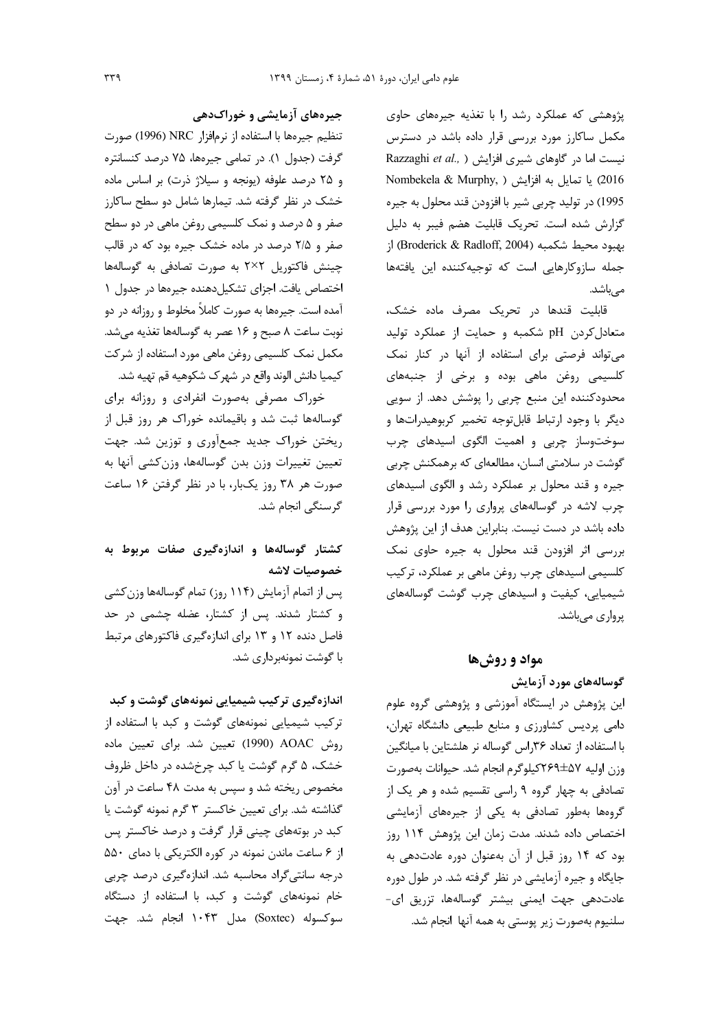پژوهشی که عملکرد رشد را با تغذیه جیره‌های حاوی مکمل ساکارز مورد بررسی قرار داده باشد در دسترس نیست اما در گاوهای شیری افزایش (Razzaghi *et al.*, 2016) یا تمایل به افزایش (Nombekela & Murphy, 1995) در تولید چربی شیر با افزودن قند محلول به جیره گزارش شده است. تحریک قابلیت هضم فیبر به دلیل بهبود محیط شکمبه (Broderick & Radloff, 2004) از جمله سازوکارهایی است که توجیه‌کننده این یافته‌ها می‌باشد.

قابلیت قندها در تحریک مصرف ماده خشک، متعادل‌کردن pH شکمبه و حمایت از عملکرد تولید می‌تواند فرصتی برای استفاده از آنها در کنار نمک کلسیمی روغن ماهی بوده و برخی از جنبه‌های محدودکننده این منبع چربی را پوشش دهد. از سویی دیگر با وجود ارتباط قابل‌توجه تخمیر کربوهیدرات‌ها و سوخت‌وساز چربی و اهمیت الگوی اسیدهای چرب گوشت در سلامتی انسان، مطالعه‌ای که برهمکنش چربی جیره و قند محلول بر عملکرد رشد و الگوی اسیدهای چرب لاشه در گوساله‌های پرواری را مورد بررسی قرار داده باشد در دست نیست. بنابراین هدف از این پژوهش بررسی اثر افزودن قند محلول به جیره حاوی نمک کلسیمی اسیدهای چرب روغن ماهی بر عملکرد، ترکیب شیمیایی، کیفیت و اسیدهای چرب گوشت گوساله‌های پرواری می‌باشد.

## مواد و روش‌ها

### گوساله‌های مورد آزمایش

این پژوهش در ایستگاه آموزشی و پژوهشی گروه علوم دامی پردیس کشاورزی و منابع طبیعی دانشگاه تهران، با استفاده از تعداد ۳۶راس گوساله نر هلشتاین با میانگین وزن اولیه ۵۷±۲۶۹کیلوگرم انجام شد. حیوانات به‌صورت تصادفی به چهار گروه ۹ راسی تقسیم شده و هر یک از گروه‌ها به‌طور تصادفی به یکی از جیره‌های آزمایشی اختصاص داده شدند. مدت زمان این پژوهش ۱۱۴ روز بود که ۱۴ روز قبل از آن به‌عنوان دوره عادت‌دهی به جایگاه و جیره آزمایشی در نظر گرفته شد. در طول دوره عادت‌دهی جهت ایمنی بیشتر گوساله‌ها، تزریق ای-سلنیوم به‌صورت زیر پوستی به همه آنها انجام شد.

### جیره‌های آزمایشی و خوراک‌دهی

تنظیم جیره‌ها با استفاده از نرم‌افزار NRC (1996) صورت گرفت (جدول ۱). در تمامی جیره‌ها، ۷۵ درصد کنسانتره و ۲۵ درصد علوفه (یونجه و سیلاژ ذرت) بر اساس ماده خشک در نظر گرفته شد. تیمارها شامل دو سطح ساکارز صفر و ۵ درصد و نمک کلسیمی روغن ماهی در دو سطح صفر و ۲/۵ درصد در ماده خشک جیره بود که در قالب چینش فاکتوریل ۲×۲ به صورت تصادفی به گوساله‌ها اختصاص یافت. اجزای تشکیل‌دهنده جیره‌ها در جدول ۱ آمده است. جیره‌ها به صورت کاملاً مخلوط و روزانه در دو نوبت ساعت ۸ صبح و ۱۶ عصر به گوساله‌ها تغذیه می‌شد. مکمل نمک کلسیمی روغن ماهی مورد استفاده از شرکت کیمیا دانش الوند واقع در شهرک شکوهیه قم تهیه شد.

خوراک مصرفی به‌صورت انفرادی و روزانه برای گوساله‌ها ثبت شد و باقیمانده خوراک هر روز قبل از ریختن خوراک جدید جمع‌آوری و توزین شد. جهت تعیین تغییرات وزن بدن گوساله‌ها، وزن‌کشی آنها به صورت هر ۳۸ روز یک‌بار، با در نظر گرفتن ۱۶ ساعت گرسنگی انجام شد.

### کشتار گوساله‌ها و اندازه‌گیری صفات مربوط به خصوصیات لاشه

پس از اتمام آزمایش (۱۱۴ روز) تمام گوساله‌ها وزن‌کشی و کشتار شدند. پس از کشتار، عضله چشمی در حد فاصل دنده ۱۲ و ۱۳ برای اندازه‌گیری فاکتورهای مرتبط با گوشت نمونه‌برداری شد.

### اندازه‌گیری ترکیب شیمیایی نمونه‌های گوشت و کبد

ترکیب شیمیایی نمونه‌های گوشت و کبد با استفاده از روش AOAC (1990) تعیین شد. برای تعیین ماده خشک، ۵ گرم گوشت یا کبد چرخ‌شده در داخل ظروف مخصوص ریخته شد و سپس به مدت ۴۸ ساعت در آون گذاشته شد. برای تعیین خاکستر ۳ گرم نمونه گوشت یا کبد در بوته‌های چینی قرار گرفت و درصد خاکستر پس از ۶ ساعت ماندن نمونه در کوره الکتریکی با دمای ۵۵۰ درجه سانتی‌گراد محاسبه شد. اندازه‌گیری درصد چربی خام نمونه‌های گوشت و کبد، با استفاده از دستگاه سوکسوله (Soxtec) مدل ۱۰۴۳ انجام شد. جهت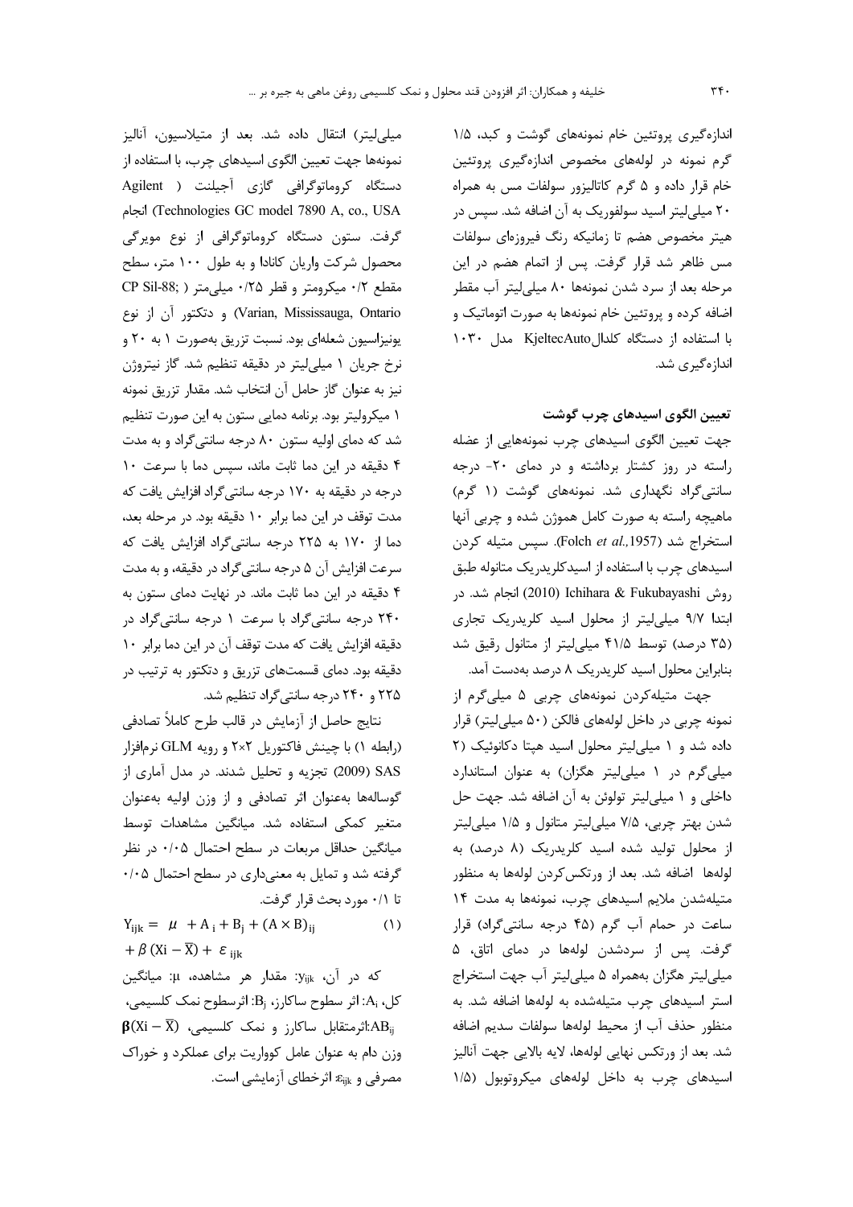اندازه‌گیری پروتئین خام نمونه‌های گوشت و کبد، ۱/۵ گرم نمونه در لوله‌های مخصوص اندازه‌گیری پروتئین خام قرار داده و ۵ گرم کاتالیزور سولفات مس به همراه ۲۰ میلی‌لیتر اسید سولفوریک به آن اضافه شد. سپس در هیتر مخصوص هضم تا زمانیکه رنگ فیروزه‌ای سولفات مس ظاهر شد قرار گرفت. پس از اتمام هضم در این مرحله بعد از سرد شدن نمونه‌ها ۸۰ میلی‌لیتر آب مقطر اضافه کرده و پروتئین خام نمونه‌ها به صورت اتوماتیک و با استفاده از دستگاه کلدال KjeltecAuto مدل ۱۰۳۰ اندازه‌گیری شد.

### تعیین الگوی اسیدهای چرب گوشت

جهت تعیین الگوی اسیدهای چرب نمونه‌هایی از عضله راسته در روز کشتار برداشته و در دمای ۲۰- درجه سانتی‌گراد نگهداری شد. نمونه‌های گوشت (۱ گرم) ماهیچه راسته به صورت کامل هموژن شده و چربی آنها استخراج شد (Folch *et al.*,1957). سپس متیله کردن اسیدهای چرب با استفاده از اسیدکلریدریک متانوله طبق روش Ichihara & Fukubayashi (2010) انجام شد. در ابتدا ۹/۷ میلی‌لیتر از محلول اسید کلریدریک تجاری (۳۵ درصد) توسط ۴۱/۵ میلی‌لیتر از متانول رقیق شد بنابراین محلول اسید کلریدریک ۸ درصد به‌دست آمد.

جهت متیله‌کردن نمونه‌های چربی ۵ میلی‌گرم از نمونه چربی در داخل لوله‌های فالکن (۵۰ میلی‌لیتر) قرار داده شد و ۱ میلی‌لیتر محلول اسید هپتا دکانوئیک (۲ میلی‌گرم در ۱ میلی‌لیتر هگزان) به عنوان استاندارد داخلی و ۱ میلی‌لیتر تولوئن به آن اضافه شد. جهت حل شدن بهتر چربی، ۷/۵ میلی‌لیتر متانول و ۱/۵ میلی‌لیتر از محلول تولید شده اسید کلریدریک (۸ درصد) به لوله‌ها اضافه شد. بعد از ورتکس‌کردن لوله‌ها به منظور متیله‌شدن ملایم اسیدهای چرب، نمونه‌ها به مدت ۱۴ ساعت در حمام آب گرم (۴۵ درجه سانتی‌گراد) قرار گرفت. پس از سردشدن لوله‌ها در دمای اتاق، ۵ میلی‌لیتر هگزان به‌همراه ۵ میلی‌لیتر آب جهت استخراج استر اسیدهای چرب متیله‌شده به لوله‌ها اضافه شد. به منظور حذف آب از محیط لوله‌ها سولفات سدیم اضافه شد. بعد از ورتکس نهایی لوله‌ها، لایه بالایی جهت آنالیز اسیدهای چرب به داخل لوله‌های میکروتوبول (۱/۵ میلی‌لیتر) انتقال داده شد. بعد از متیلاسیون، آنالیز نمونه‌ها جهت تعیین الگوی اسیدهای چرب، با استفاده از دستگاه کروماتوگرافی گازی آجیلنت ( Agilent Technologies GC model 7890 A, co., USA) انجام گرفت. ستون دستگاه کروماتوگرافی از نوع مویرگی محصول شرکت واریان کانادا و به طول ۱۰۰ متر، سطح مقطع ۰/۲ میکرومتر و قطر ۰/۲۵ میلی‌متر ( CP Sil-88; Varian, Mississauga, Ontario) و دتکتور آن از نوع یونیزاسیون شعله‌ای بود. نسبت تزریق به‌صورت ۱ به ۲۰ و نرخ جریان ۱ میلی‌لیتر در دقیقه تنظیم شد. گاز نیتروژن نیز به عنوان گاز حامل آن انتخاب شد. مقدار تزریق نمونه ۱ میکرولیتر بود. برنامه دمایی ستون به این صورت تنظیم شد که دمای اولیه ستون ۸۰ درجه سانتی‌گراد و به مدت ۴ دقیقه در این دما ثابت ماند، سپس دما با سرعت ۱۰ درجه در دقیقه به ۱۷۰ درجه سانتی‌گراد افزایش یافت که مدت توقف در این دما برابر ۱۰ دقیقه بود. در مرحله بعد، دما از ۱۷۰ به ۲۲۵ درجه سانتی‌گراد افزایش یافت که سرعت افزایش آن ۵ درجه سانتی‌گراد در دقیقه، و به مدت ۴ دقیقه در این دما ثابت ماند. در نهایت دمای ستون به ۲۴۰ درجه سانتی‌گراد با سرعت ۱ درجه سانتی‌گراد در دقیقه افزایش یافت که مدت توقف آن در این دما برابر ۱۰ دقیقه بود. دمای قسمت‌های تزریق و دتکتور به ترتیب در ۲۲۵ و ۲۴۰ درجه سانتی‌گراد تنظیم شد.

نتایج حاصل از آزمایش در قالب طرح کاملاً تصادفی (رابطه ۱) با چینش فاکتوریل ۲×۲ و رویه GLM نرم‌افزار SAS (2009) تجزیه و تحلیل شدند. در مدل آماری از گوساله‌ها به‌عنوان اثر تصادفی و از وزن اولیه به‌عنوان متغیر کمکی استفاده شد. میانگین مشاهدات توسط میانگین حداقل مربعات در سطح احتمال ۰/۰۵ در نظر گرفته شد و تمایل به معنی‌داری در سطح احتمال ۰/۰۵ تا ۰/۱ مورد بحث قرار گرفت.

$$Y_{ijk} = \mu + A_i + B_j + (A \times B)_{ij} + \beta\,(Xi - \overline{X}) + \varepsilon_{ijk} \qquad (1)$$

که در آن، $y_{ijk}$: مقدار هر مشاهده، $\mu$: میانگین کل، $A_i$: اثر سطوح ساکارز، $B_j$: اثرسطوح نمک کلسیمی، $AB_{ij}$:اثرمتقابل ساکارز و نمک کلسیمی، $\beta(Xi - \overline{X})$ وزن دام به عنوان عامل کوواریت برای عملکرد و خوراک مصرفی و $\varepsilon_{ijk}$: اثرخطای آزمایشی است.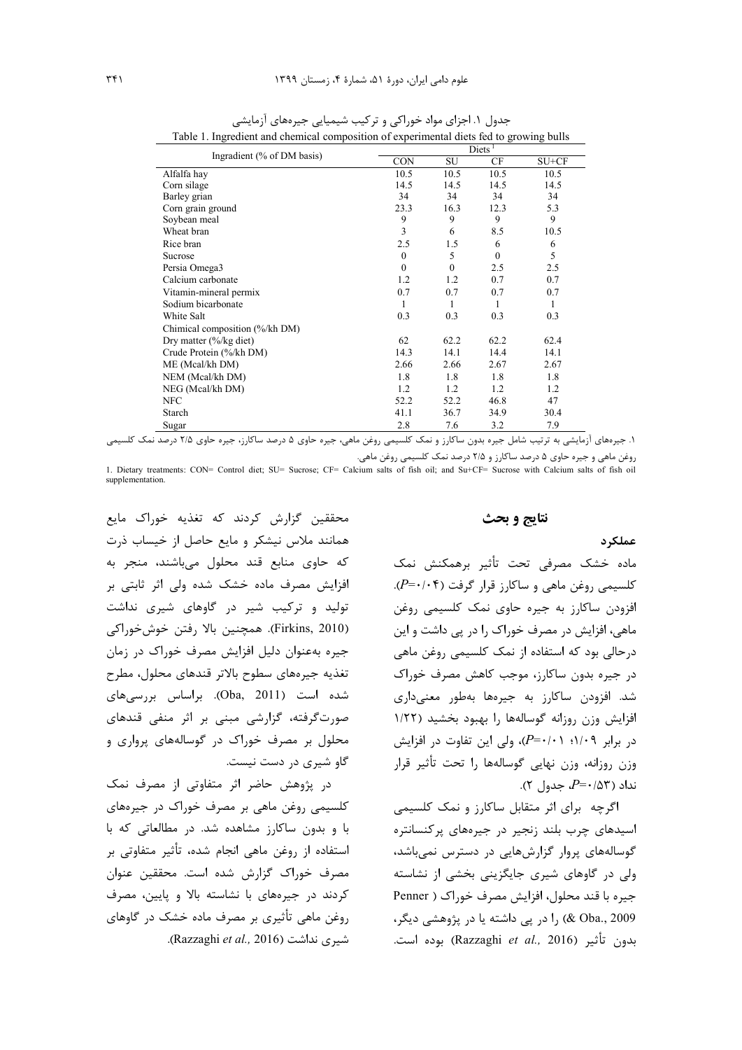جدول ۱. اجزای مواد خوراکی و ترکیب شیمیایی جیره‌های آزمایشی

Table 1. Ingredient and chemical composition of experimental diets fed to growing bulls

| Ingradient (% of DM basis) | Diets [1] | | | |
|---|---|---|---|---|
| | CON | SU | CF | SU+CF |
| Alfalfa hay | 10.5 | 10.5 | 10.5 | 10.5 |
| Corn silage | 14.5 | 14.5 | 14.5 | 14.5 |
| Barley grian | 34 | 34 | 34 | 34 |
| Corn grain ground | 23.3 | 16.3 | 12.3 | 5.3 |
| Soybean meal | 9 | 9 | 9 | 9 |
| Wheat bran | 3 | 6 | 8.5 | 10.5 |
| Rice bran | 2.5 | 1.5 | 6 | 6 |
| Sucrose | 0 | 5 | 0 | 5 |
| Persia Omega3 | 0 | 0 | 2.5 | 2.5 |
| Calcium carbonate | 1.2 | 1.2 | 0.7 | 0.7 |
| Vitamin-mineral permix | 0.7 | 0.7 | 0.7 | 0.7 |
| Sodium bicarbonate | 1 | 1 | 1 | 1 |
| White Salt | 0.3 | 0.3 | 0.3 | 0.3 |
| Chimical composition (%/kh DM) | | | | |
| Dry matter (%/kg diet) | 62 | 62.2 | 62.2 | 62.4 |
| Crude Protein (%/kh DM) | 14.3 | 14.1 | 14.4 | 14.1 |
| ME (Mcal/kh DM) | 2.66 | 2.66 | 2.67 | 2.67 |
| NEM (Mcal/kh DM) | 1.8 | 1.8 | 1.8 | 1.8 |
| NEG (Mcal/kh DM) | 1.2 | 1.2 | 1.2 | 1.2 |
| NFC | 52.2 | 52.2 | 46.8 | 47 |
| Starch | 41.1 | 36.7 | 34.9 | 30.4 |
| Sugar | 2.8 | 7.6 | 3.2 | 7.9 |

۱. جیره‌های آزمایشی به ترتیب شامل جیره بدون ساکارز و نمک کلسیمی روغن ماهی، جیره حاوی ۵ درصد ساکارز، جیره حاوی ۲/۵ درصد نمک کلسیمی روغن ماهی و جیره حاوی ۵ درصد ساکارز و ۲/۵ درصد نمک کلسیمی روغن ماهی.

1. Dietary treatments: CON= Control diet; SU= Sucrose; CF= Calcium salts of fish oil; and Su+CF= Sucrose with Calcium salts of fish oil supplementation.

## نتایج و بحث

### عملکرد

ماده خشک مصرفی تحت تأثیر برهمکنش نمک کلسیمی روغن ماهی و ساکارز قرار گرفت ($P$=۰/۰۴). افزودن ساکارز به جیره حاوی نمک کلسیمی روغن ماهی، افزایش در مصرف خوراک را در پی داشت و این درحالی بود که استفاده از نمک کلسیمی روغن ماهی در جیره بدون ساکارز، موجب کاهش مصرف خوراک شد. افزودن ساکارز به جیره‌ها به‌طور معنی‌داری افزایش وزن روزانه گوساله‌ها را بهبود بخشید (۱/۲۲ در برابر ۱/۰۹؛ $P$=۰/۰۱)، ولی این تفاوت در افزایش وزن روزانه، وزن نهایی گوساله‌ها را تحت تأثیر قرار نداد ($P$=۰/۵۳؛ جدول ۲).

اگرچه برای اثر متقابل ساکارز و نمک کلسیمی اسیدهای چرب بلند زنجیر در جیره‌های پرکنسانتره گوساله‌های پروار گزارش‌هایی در دسترس نمی‌باشد، ولی در گاوهای شیری جایگزینی بخشی از نشاسته جیره با قند محلول، افزایش مصرف خوراک (Penner & Oba., 2009) را در پی داشته یا در پژوهشی دیگر، بدون تأثیر (Razzaghi *et al.,* 2016) بوده است. محققین گزارش کردند که تغذیه خوراک مایع همانند ملاس نیشکر و مایع حاصل از خیساب ذرت که حاوی منابع قند محلول می‌باشند، منجر به افزایش مصرف ماده خشک شده ولی اثر ثابتی بر تولید و ترکیب شیر در گاوهای شیری نداشت (Firkins, 2010). همچنین بالا رفتن خوش‌خوراکی جیره به‌عنوان دلیل افزایش مصرف خوراک در زمان تغذیه جیره‌های سطوح بالاتر قندهای محلول، مطرح شده است (Oba, 2011). براساس بررسی‌های صورت‌گرفته، گزارشی مبنی بر اثر منفی قندهای محلول بر مصرف خوراک در گوساله‌های پرواری و گاو شیری در دست نیست.

در پژوهش حاضر اثر متفاوتی از مصرف نمک کلسیمی روغن ماهی بر مصرف خوراک در جیره‌های با و بدون ساکارز مشاهده شد. در مطالعاتی که با استفاده از روغن ماهی انجام شده، تأثیر متفاوتی بر مصرف خوراک گزارش شده است. محققین عنوان کردند در جیره‌های با نشاسته بالا و پایین، مصرف روغن ماهی تأثیری بر مصرف ماده خشک در گاوهای شیری نداشت (Razzaghi *et al.,* 2016).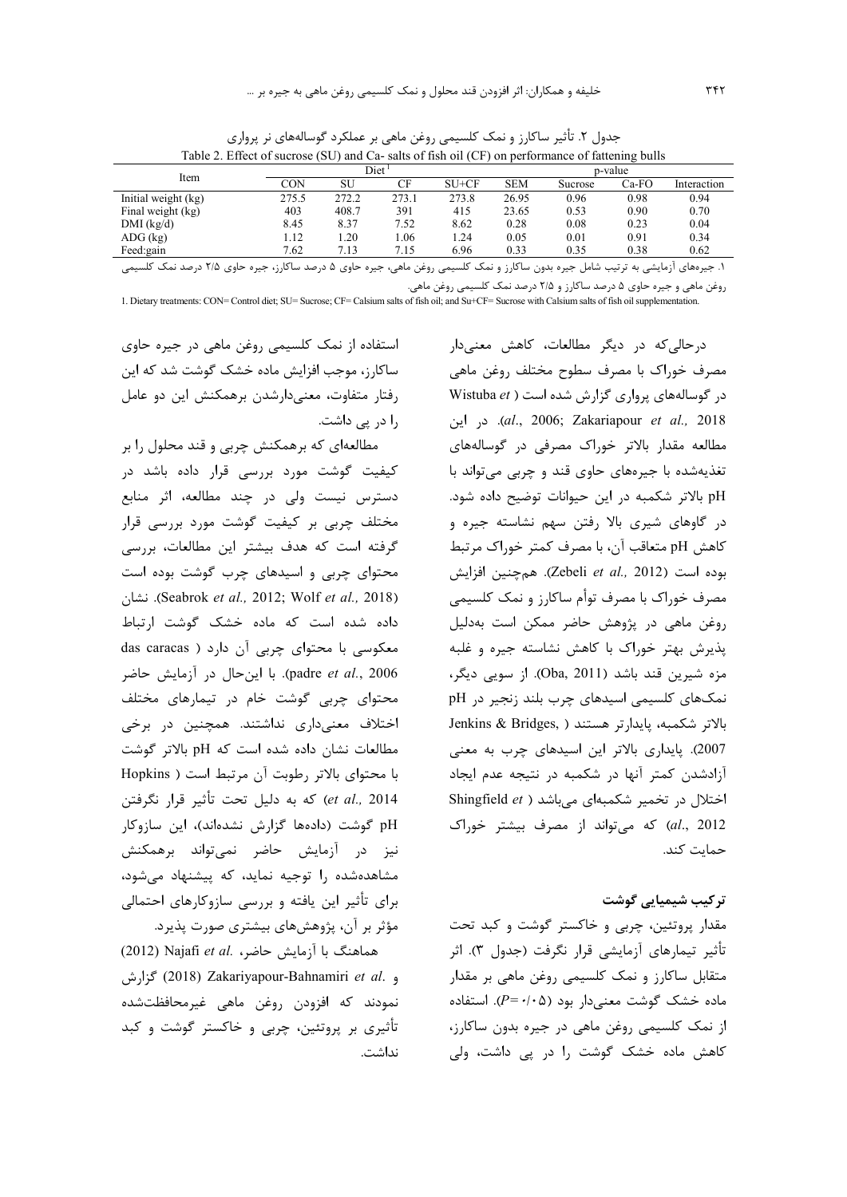جدول ۲. تأثیر ساکارز و نمک کلسیمی روغن ماهی بر عملکرد گوساله‌های نر پرواری

Table 2. Effect of sucrose (SU) and Ca- salts of fish oil (CF) on performance of fattening bulls

| Item | Diet[1] | | | | | p-value | | |
|---|---|---|---|---|---|---|---|---|
| | CON | SU | CF | SU+CF | SEM | Sucrose | Ca-FO | Interaction |
| Initial weight (kg) | 275.5 | 272.2 | 273.1 | 273.8 | 26.95 | 0.96 | 0.98 | 0.94 |
| Final weight (kg) | 403 | 408.7 | 391 | 415 | 23.65 | 0.53 | 0.90 | 0.70 |
| DMI (kg/d) | 8.45 | 8.37 | 7.52 | 8.62 | 0.28 | 0.08 | 0.23 | 0.04 |
| ADG (kg) | 1.12 | 1.20 | 1.06 | 1.24 | 0.05 | 0.01 | 0.91 | 0.34 |
| Feed:gain | 7.62 | 7.13 | 7.15 | 6.96 | 0.33 | 0.35 | 0.38 | 0.62 |

۱. جیره‌های آزمایشی به ترتیب شامل جیره بدون ساکارز و نمک کلسیمی روغن ماهی، جیره حاوی ۵ درصد ساکارز، جیره حاوی ۲/۵ درصد نمک کلسیمی روغن ماهی و جیره حاوی ۵ درصد ساکارز و ۲/۵ درصد نمک کلسیمی روغن ماهی.

1. Dietary treatments: CON= Control diet; SU= Sucrose; CF= Calsium salts of fish oil; and Su+CF= Sucrose with Calsium salts of fish oil supplementation.

درحالی‌که در دیگر مطالعات، کاهش معنی‌دار مصرف خوراک با مصرف سطوح مختلف روغن ماهی در گوساله‌های پرواری گزارش شده است (Wistuba *et al.*, 2006; Zakariapour *et al.*, 2018). در این مطالعه مقدار بالاتر خوراک مصرفی در گوساله‌های تغذیه‌شده با جیره‌های حاوی قند و چربی می‌تواند با pH بالاتر شکمبه در این حیوانات توضیح داده شود. در گاوهای شیری بالا رفتن سهم نشاسته جیره و کاهش pH متعاقب آن، با مصرف کمتر خوراک مرتبط بوده است (Zebeli *et al.*, 2012). همچنین افزایش مصرف خوراک با مصرف توأم ساکارز و نمک کلسیمی روغن ماهی در پژوهش حاضر ممکن است به‌دلیل پذیرش بهتر خوراک با کاهش نشاسته جیره و غلبه مزه شیرین قند باشد (Oba, 2011). از سویی دیگر، نمک‌های کلسیمی اسیدهای چرب بلند زنجیر در pH بالاتر شکمبه، پایدارتر هستند (Jenkins & Bridges, 2007). پایداری بالاتر این اسیدهای چرب به معنی آزادشدن کمتر آنها در شکمبه در نتیجه عدم ایجاد اختلال در تخمیر شکمبه‌ای می‌باشد (Shingfield *et al.*, 2012) که می‌تواند از مصرف بیشتر خوراک حمایت کند.

### ترکیب شیمیایی گوشت

مقدار پروتئین، چربی و خاکستر گوشت و کبد تحت تأثیر تیمارهای آزمایشی قرار نگرفت (جدول ۳). اثر متقابل ساکارز و نمک کلسیمی روغن ماهی بر مقدار ماده خشک گوشت معنی‌دار بود ($P=0.05$). استفاده از نمک کلسیمی روغن ماهی در جیره بدون ساکارز، کاهش ماده خشک گوشت را در پی داشت، ولی استفاده از نمک کلسیمی روغن ماهی در جیره حاوی ساکارز، موجب افزایش ماده خشک گوشت شد که این رفتار متفاوت، معنی‌دارشدن برهمکنش این دو عامل را در پی داشت.

مطالعه‌ای که برهمکنش چربی و قند محلول را بر کیفیت گوشت مورد بررسی قرار داده باشد در دسترس نیست ولی در چند مطالعه، اثر منابع مختلف چربی بر کیفیت گوشت مورد بررسی قرار گرفته است که هدف بیشتر این مطالعات، بررسی محتوای چربی و اسیدهای چرب گوشت بوده است (Seabrok *et al.*, 2012; Wolf *et al.*, 2018). نشان داده شده است که ماده خشک گوشت ارتباط معکوسی با محتوای چربی آن دارد (das caracas padre *et al.*, 2006). با این‌حال در آزمایش حاضر محتوای چربی گوشت خام در تیمارهای مختلف اختلاف معنی‌داری نداشتند. همچنین در برخی مطالعات نشان داده شده است که pH بالاتر گوشت با محتوای بالاتر رطوبت آن مرتبط است (Hopkins *et al.*, 2014) که به دلیل تحت تأثیر قرار نگرفتن pH گوشت (داده‌ها گزارش نشده‌اند)، این سازوکار نیز در آزمایش حاضر نمی‌تواند برهمکنش مشاهده‌شده را توجیه نماید، که پیشنهاد می‌شود، برای تأثیر این یافته و بررسی سازوکارهای احتمالی مؤثر بر آن، پژوهش‌های بیشتری صورت پذیرد.

هماهنگ با آزمایش حاضر، Najafi *et al.* (2012) و Zakariyapour-Bahnamiri *et al.* (2018) گزارش نمودند که افزودن روغن ماهی غیرمحافظت‌شده تأثیری بر پروتئین، چربی و خاکستر گوشت و کبد نداشت.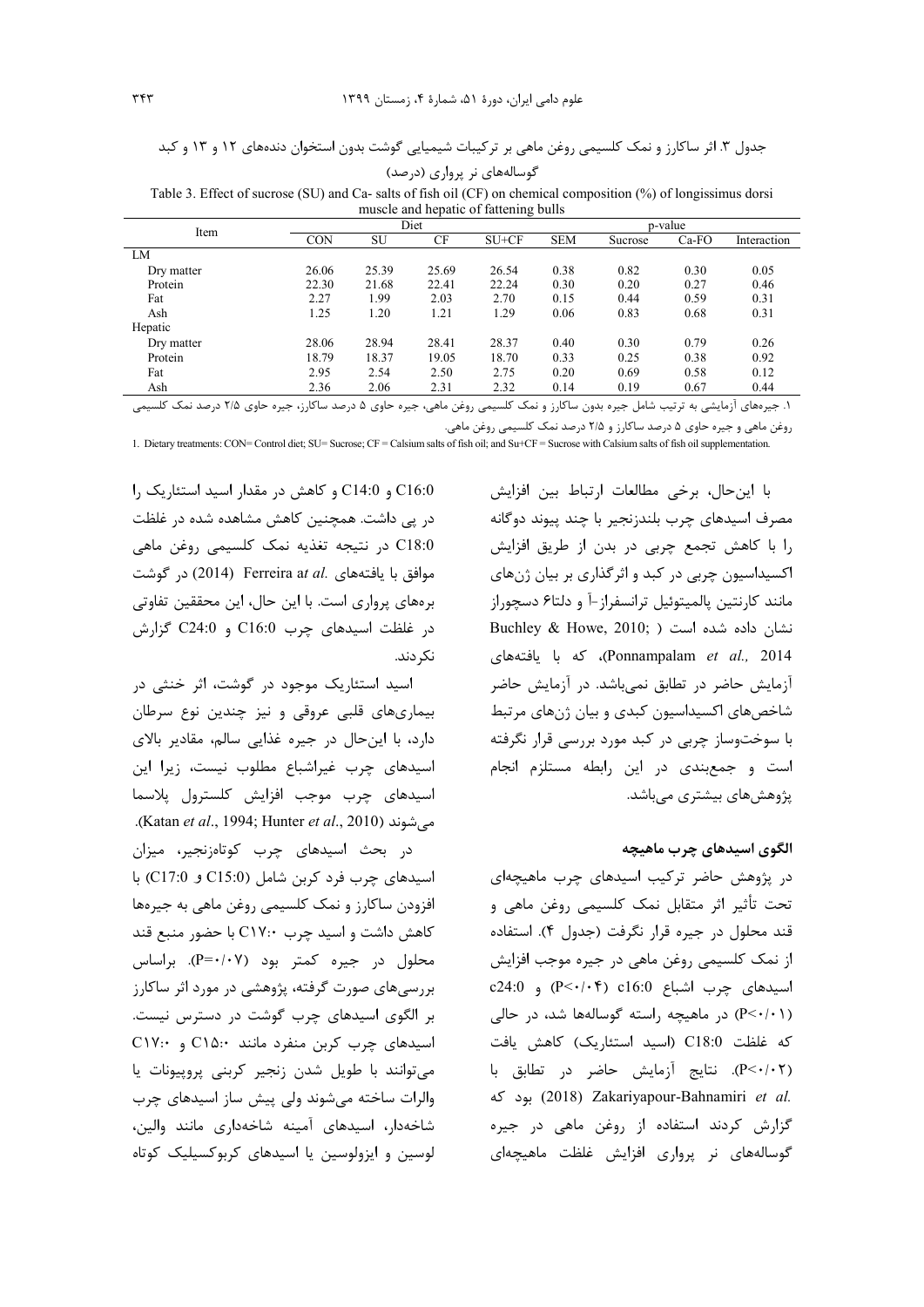جدول ۳. اثر ساکارز و نمک کلسیمی روغن ماهی بر ترکیبات شیمیایی گوشت بدون استخوان دنده‌های ۱۲ و ۱۳ و کبد گوساله‌های نر پرواری (درصد)

Table 3. Effect of sucrose (SU) and Ca- salts of fish oil (CF) on chemical composition (%) of longissimus dorsi muscle and hepatic of fattening bulls

| Item | Diet | | | | | p-value | | |
|---|---|---|---|---|---|---|---|---|
| | CON | SU | CF | SU+CF | SEM | Sucrose | Ca-FO | Interaction |
| LM | | | | | | | | |
| Dry matter | 26.06 | 25.39 | 25.69 | 26.54 | 0.38 | 0.82 | 0.30 | 0.05 |
| Protein | 22.30 | 21.68 | 22.41 | 22.24 | 0.30 | 0.20 | 0.27 | 0.46 |
| Fat | 2.27 | 1.99 | 2.03 | 2.70 | 0.15 | 0.44 | 0.59 | 0.31 |
| Ash | 1.25 | 1.20 | 1.21 | 1.29 | 0.06 | 0.83 | 0.68 | 0.31 |
| Hepatic | | | | | | | | |
| Dry matter | 28.06 | 28.94 | 28.41 | 28.37 | 0.40 | 0.30 | 0.79 | 0.26 |
| Protein | 18.79 | 18.37 | 19.05 | 18.70 | 0.33 | 0.25 | 0.38 | 0.92 |
| Fat | 2.95 | 2.54 | 2.50 | 2.75 | 0.20 | 0.69 | 0.58 | 0.12 |
| Ash | 2.36 | 2.06 | 2.31 | 2.32 | 0.14 | 0.19 | 0.67 | 0.44 |

۱. جیره‌های آزمایشی به ترتیب شامل جیره بدون ساکارز و نمک کلسیمی روغن ماهی، جیره حاوی ۵ درصد ساکارز، جیره حاوی ۲/۵ درصد نمک کلسیمی روغن ماهی و جیره حاوی ۵ درصد ساکارز و ۲/۵ درصد نمک کلسیمی روغن ماهی.

1. Dietary treatments: CON= Control diet; SU= Sucrose; CF = Calsium salts of fish oil; and Su+CF = Sucrose with Calsium salts of fish oil supplementation.

با این‌حال، برخی مطالعات ارتباط بین افزایش مصرف اسیدهای چرب بلندزنجیر با چند پیوند دوگانه را با کاهش تجمع چربی در بدن از طریق افزایش اکسیداسیون چربی در کبد و اثرگذاری بر بیان ژن‌های مانند کارنتین پالمیتوئیل ترانسفراز-آ و دلتا۶ دسچوراز نشان داده شده است (Buchley & Howe, 2010; Ponnampalam *et al.,* 2014)، که با یافته‌های آزمایش حاضر در تطابق نمی‌باشد. در آزمایش حاضر شاخص‌های اکسیداسیون کبدی و بیان ژن‌های مرتبط با سوخت‌وساز چربی در کبد مورد بررسی قرار نگرفته است و جمع‌بندی در این رابطه مستلزم انجام پژوهش‌های بیشتری می‌باشد.

### الگوی اسیدهای چرب ماهیچه

در پژوهش حاضر ترکیب اسیدهای چرب ماهیچه‌ای تحت تأثیر متقابل نمک کلسیمی روغن ماهی و قند محلول در جیره قرار نگرفت (جدول ۴). استفاده از نمک کلسیمی روغن ماهی در جیره موجب افزایش اسیدهای چرب اشباع c16:0 ($P<0.04$) و c24:0 ($P<0.01$) در ماهیچه راسته گوساله‌ها شد، در حالی که غلظت C18:0 (اسید استئاریک) کاهش یافت ($P<0.02$). نتایج آزمایش حاضر در تطابق با Zakariyapour-Bahnamiri *et al.* (2018) بود که گزارش کردند استفاده از روغن ماهی در جیره گوساله‌های نر پرواری افزایش غلظت ماهیچه‌ای C16:0 و C14:0 و کاهش در مقدار اسید استئاریک را در پی داشت. همچنین کاهش مشاهده شده در غلظت C18:0 در نتیجه تغذیه نمک کلسیمی روغن ماهی موافق با یافته‌های Ferreira a*t al.* (2014) در گوشت بره‌های پرواری است. با این حال، این محققین تفاوتی در غلظت اسیدهای چرب C16:0 و C24:0 گزارش نکردند.

اسید استئاریک موجود در گوشت، اثر خنثی در بیماری‌های قلبی عروقی و نیز چندین نوع سرطان دارد، با این‌حال در جیره غذایی سالم، مقادیر بالای اسیدهای چرب غیراشباع مطلوب نیست، زیرا این اسیدهای چرب موجب افزایش کلسترول پلاسما می‌شوند (Katan *et al*., 1994; Hunter *et al*., 2010).

در بحث اسیدهای چرب کوتاه‌زنجیر، میزان اسیدهای چرب فرد کربن شامل (C15:0 و C17:0) با افزودن ساکارز و نمک کلسیمی روغن ماهی به جیره‌ها کاهش داشت و اسید چرب C17:0 با حضور منبع قند محلول در جیره کمتر بود ($P=0.07$). براساس بررسی‌های صورت گرفته، پژوهشی در مورد اثر ساکارز بر الگوی اسیدهای چرب گوشت در دسترس نیست. اسیدهای چرب کربن منفرد مانند C15:0 و C17:0 می‌توانند با طویل شدن زنجیر کربنی پروپیونات یا والرات ساخته می‌شوند ولی پیش ساز اسیدهای چرب شاخه‌دار، اسیدهای آمینه شاخه‌داری مانند والین، لوسین و ایزولوسین یا اسیدهای کربوکسیلیک کوتاه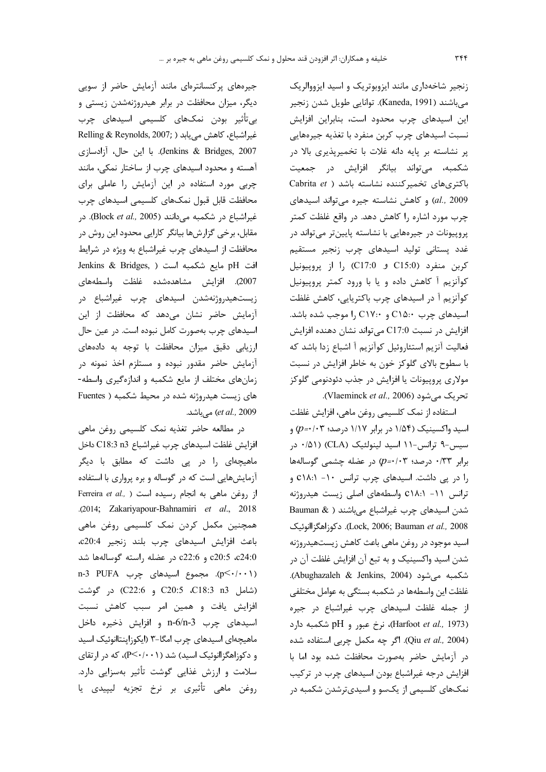زنجیر شاخه‌داری مانند ایزوبوتریک و اسید ایزووالریک می‌باشند (Kaneda, 1991). توانایی طویل شدن زنجیر این اسیدهای چرب محدود است، بنابراین افزایش نسبت اسیدهای چرب کربن منفرد با تغذیه جیره‌هایی پر نشاسته بر پایه دانه غلات با تخمیرپذیری بالا در شکمبه، می‌تواند بیانگر افزایش در جمعیت باکتری‌های تخمیرکننده نشاسته باشد (Cabrita *et al.*, 2009) و کاهش نشاسته جیره می‌تواند اسیدهای چرب مورد اشاره را کاهش دهد. در واقع غلظت کمتر پروپیونات در جیره‌هایی با نشاسته پایین‌تر می‌تواند در غدد پستانی تولید اسیدهای چرب زنجیر مستقیم کربن منفرد (C15:0 و C17:0) را از پروپیونیل کوآنزیم آ کاهش داده و یا با ورود کمتر پروپیونیل کوآنزیم آ در اسیدهای چرب باکتریایی، کاهش غلظت اسیدهای چرب C۱۵:۰ و C۱۷:۰ را موجب شده باشد. افزایش در نسبت C17:0 می‌تواند نشان دهنده افزایش فعالیت آنزیم استاروئیل کوآنزیم آ اشباع زدا باشد که با سطوح بالای گلوکز خون به خاطر افزایش در نسبت مولاری پروپیونات یا افزایش در جذب دئودنومی گلوکز تحریک می‌شود (Vlaeminck *et al.*, 2006).

استفاده از نمک کلسیمی روغن ماهی، افزایش غلظت اسید واکسینیک (۱/۵۴ در برابر ۱/۱۷ درصد؛ $p$=۰/۰۳) و سیس-۹ ترانس-۱۱ اسید لینولئیک (CLA) (۰/۵۱ در برابر ۰/۳۳ درصد؛ $p$=۰/۰۳) در عضله چشمی گوساله‌ها را در پی داشت. اسیدهای چرب ترانس ۱۰- c۱۸:۱ و ترانس ۱۱- c۱۸:۱ واسطه‌های اصلی زیست هیدروژنه شدن اسیدهای چرب غیراشباع می‌باشند (Bauman & Lock, 2006; Bauman *et al.*, 2008). دکوزاهگزاانوئیک اسید موجود در روغن ماهی باعث کاهش زیست‌هیدروژنه شدن اسید واکسینیک و به تبع آن افزایش غلظت آن در شکمبه می‌شود (Abughazaleh & Jenkins, 2004). غلظت این واسطه‌ها در شکمبه بستگی به عوامل مختلفی از جمله غلظت اسیدهای چرب غیراشباع در جیره (Harfoot *et al.*, 1973)، نرخ عبور و pH شکمبه دارد (Qiu *et al.*, 2004). اگر چه مکمل چربی استفاده شده در آزمایش حاضر به‌صورت محافظت شده بود اما با افزایش درجه غیراشباع بودن اسیدهای چرب در ترکیب نمک‌های کلسیمی از یک‌سو و اسیدی‌ترشدن شکمبه در جیره‌های پرکنسانتره‌ای مانند آزمایش حاضر از سویی دیگر، میزان محافظت در برابر هیدروژنه‌شدن زیستی و بی‌تأثیر بودن نمک‌های کلسیمی اسیدهای چرب غیراشباع، کاهش می‌یابد (Relling & Reynolds, 2007; Jenkins & Bridges, 2007). با این حال، آزادسازی آهسته و محدود اسیدهای چرب از ساختار نمکی، مانند چربی مورد استفاده در این آزمایش را عاملی برای محافظت قابل قبول نمک‌های کلسیمی اسیدهای چرب غیراشباع در شکمبه می‌دانند (Block *et al.*, 2005). در مقابل، برخی گزارش‌ها بیانگر کارایی محدود این روش در محافظت از اسیدهای چرب غیراشباع به ویژه در شرایط افت pH مایع شکمبه است (Jenkins & Bridges, 2007). افزایش مشاهده‌شده غلظت واسطه‌های زیست‌هیدروژنه‌شدن اسیدهای چرب غیراشباع در آزمایش حاضر نشان می‌دهد که محافظت از این اسیدهای چرب به‌صورت کامل نبوده است. در عین حال ارزیابی دقیق میزان محافظت با توجه به داده‌های آزمایش حاضر مقدور نبوده و مستلزم اخذ نمونه در زمان‌های مختلف از مایع شکمبه و اندازه‌گیری واسطه‌های زیست هیدروژنه شده در محیط شکمبه (Fuentes *et al.*, 2009) می‌باشد.

در مطالعه حاضر تغذیه نمک کلسیمی روغن ماهی افزایش غلظت اسیدهای چرب غیراشباع C18:3 n3 داخل ماهیچه‌ای را در پی داشت که مطابق با دیگر آزمایش‌هایی است که در گوساله و بره پرواری با استفاده از روغن ماهی به انجام رسیده است (Ferreira *et al.*, 2014; Zakariyapour-Bahnamiri *et al.*, 2018). همچنین مکمل کردن نمک کلسیمی روغن ماهی باعث افزایش اسیدهای چرب بلند زنجیر c20:4، c24:0، c20:5 و c22:6 در عضله راسته گوساله‌ها شد (p<۰/۰۰۱). مجموع اسیدهای چرب n-3 PUFA (شامل C18:3 n3، C20:5 و C22:6) در گوشت افزایش یافت و همین امر سبب کاهش نسبت اسیدهای چرب n-6/n-3 و افزایش ذخیره داخل ماهیچه‌ای اسیدهای چرب امگا-۳ (ایکوزاپنتاانوئیک اسید و دکوزاهگزاانوئیک اسید) شد (P<۰/۰۰۱)، که در ارتقای سلامت و ارزش غذایی گوشت تأثیر به‌سزایی دارد. روغن ماهی تأثیری بر نرخ تجزیه لیپیدی یا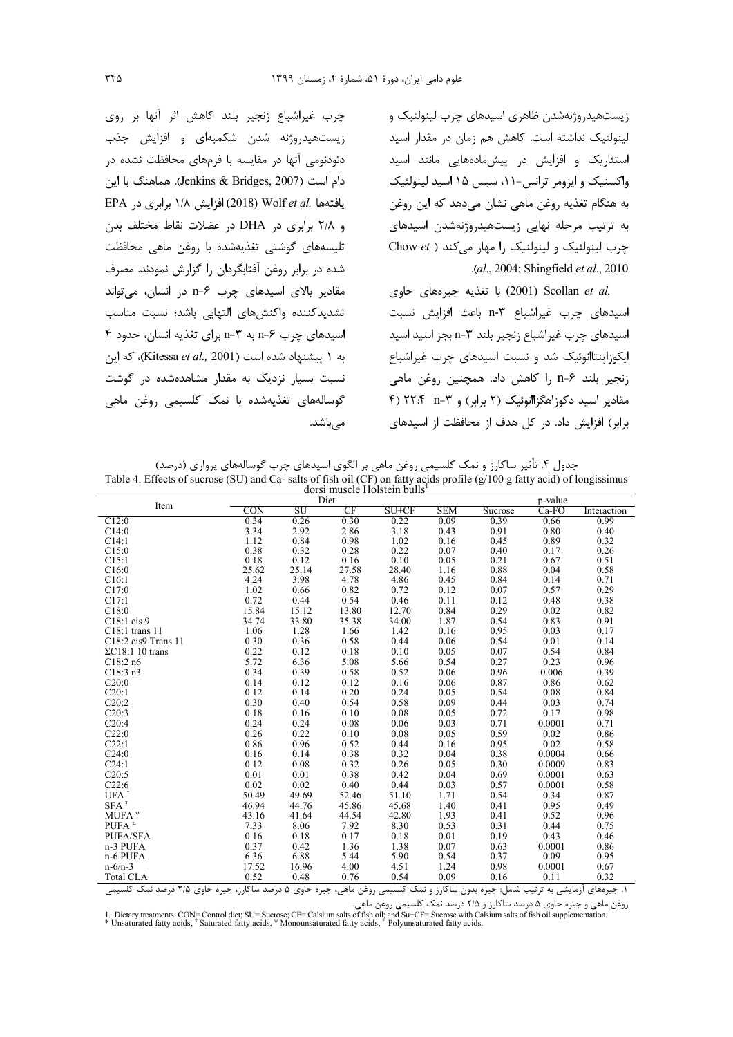زیست‌هیدروژنه‌شدن ظاهری اسیدهای چرب لینولئیک و لینولنیک نداشته است. کاهش هم زمان در مقدار اسید استئاریک و افزایش در پیش‌ماده‌هایی مانند اسید واکسنیک و ایزومر ترانس-۱۱، سیس ۱۵ اسید لینولئیک به هنگام تغذیه روغن ماهی نشان می‌دهد که این روغن به ترتیب مرحله نهایی زیست‌هیدروژنه‌شدن اسیدهای چرب لینولئیک و لینولنیک را مهار می‌کند (Chow *et al.*, 2004; Shingfield *et al.*, 2010).

Scollan *et al.* (2001) با تغذیه جیره‌های حاوی اسیدهای چرب غیراشباع n-۳ باعث افزایش نسبت اسیدهای چرب غیراشباع زنجیر بلند n-۳ بجز اسید اسید ایکوزاپنتائوئیک شد و نسبت اسیدهای چرب غیراشباع زنجیر بلند n-۶ را کاهش داد. همچنین روغن ماهی مقادیر اسید دکوزاهگزائنوئیک (۲ برابر) و n-۳ ۲۲:۴ (۴ برابر) افزایش داد. در کل هدف از محافظت از اسیدهای چرب غیراشباع زنجیر بلند کاهش اثر آنها بر روی زیست‌هیدروژنه شدن شکمبه‌ای و افزایش جذب دئودنومی آنها در مقایسه با فرم‌های محافظت نشده در دام است (Jenkins & Bridges, 2007). هماهنگ با این یافته‌ها Wolf *et al.* (2018) افزایش ۱/۸ برابری در EPA و ۲/۸ برابری در DHA در عضلات نقاط مختلف بدن تلیسه‌های گوشتی تغذیه‌شده با روغن ماهی محافظت شده در برابر روغن آفتابگردان را گزارش نمودند. مصرف مقادیر بالای اسیدهای چرب n-۶ در انسان، می‌تواند تشدیدکننده واکنش‌های التهابی باشد؛ نسبت مناسب اسیدهای چرب n-۶ به n-۳ برای تغذیه انسان، حدود ۴ به ۱ پیشنهاد شده است (Kitessa *et al.*, 2001)، که این نسبت بسیار نزدیک به مقدار مشاهده‌شده در گوشت گوساله‌های تغذیه‌شده با نمک کلسیمی روغن ماهی می‌باشد.

جدول ۴. تأثیر ساکارز و نمک کلسیمی روغن ماهی بر الگوی اسیدهای چرب گوساله‌های پرواری (درصد)

Table 4. Effects of sucrose (SU) and Ca- salts of fish oil (CF) on fatty acids profile (g/100 g fatty acid) of longissimus dorsi muscle Holstein bulls[1]

| Item | Diet | | | | | p-value | | |
|---|---|---|---|---|---|---|---|---|
| | CON | SU | CF | SU+CF | SEM | Sucrose | Ca-FO | Interaction |
| C12:0 | 0.34 | 0.26 | 0.30 | 0.22 | 0.09 | 0.39 | 0.66 | 0.99 |
| C14:0 | 3.34 | 2.92 | 2.86 | 3.18 | 0.43 | 0.91 | 0.80 | 0.40 |
| C14:1 | 1.12 | 0.84 | 0.98 | 1.02 | 0.16 | 0.45 | 0.89 | 0.32 |
| C15:0 | 0.38 | 0.32 | 0.28 | 0.22 | 0.07 | 0.40 | 0.17 | 0.26 |
| C15:1 | 0.18 | 0.12 | 0.16 | 0.10 | 0.05 | 0.21 | 0.67 | 0.51 |
| C16:0 | 25.62 | 25.14 | 27.58 | 28.40 | 1.16 | 0.88 | 0.04 | 0.58 |
| C16:1 | 4.24 | 3.98 | 4.78 | 4.86 | 0.45 | 0.84 | 0.14 | 0.71 |
| C17:0 | 1.02 | 0.66 | 0.82 | 0.72 | 0.12 | 0.07 | 0.57 | 0.29 |
| C17:1 | 0.72 | 0.44 | 0.54 | 0.46 | 0.11 | 0.12 | 0.48 | 0.38 |
| C18:0 | 15.84 | 15.12 | 13.80 | 12.70 | 0.84 | 0.29 | 0.02 | 0.82 |
| C18:1 cis 9 | 34.74 | 33.80 | 35.38 | 34.00 | 1.87 | 0.54 | 0.83 | 0.91 |
| C18:1 trans 11 | 1.06 | 1.28 | 1.66 | 1.42 | 0.16 | 0.95 | 0.03 | 0.17 |
| C18:2 cis9 Trans 11 | 0.30 | 0.36 | 0.58 | 0.44 | 0.06 | 0.54 | 0.01 | 0.14 |
| ΣC18:1 10 trans | 0.22 | 0.12 | 0.18 | 0.10 | 0.05 | 0.07 | 0.54 | 0.84 |
| C18:2 n6 | 5.72 | 6.36 | 5.08 | 5.66 | 0.54 | 0.27 | 0.23 | 0.96 |
| C18:3 n3 | 0.34 | 0.39 | 0.58 | 0.52 | 0.06 | 0.96 | 0.006 | 0.39 |
| C20:0 | 0.14 | 0.12 | 0.12 | 0.16 | 0.06 | 0.87 | 0.86 | 0.62 |
| C20:1 | 0.12 | 0.14 | 0.20 | 0.24 | 0.05 | 0.54 | 0.08 | 0.84 |
| C20:2 | 0.30 | 0.40 | 0.54 | 0.58 | 0.09 | 0.44 | 0.03 | 0.74 |
| C20:3 | 0.18 | 0.16 | 0.10 | 0.08 | 0.05 | 0.72 | 0.17 | 0.98 |
| C20:4 | 0.24 | 0.24 | 0.08 | 0.06 | 0.03 | 0.71 | 0.0001 | 0.71 |
| C22:0 | 0.26 | 0.22 | 0.10 | 0.08 | 0.05 | 0.59 | 0.02 | 0.86 |
| C22:1 | 0.86 | 0.96 | 0.52 | 0.44 | 0.16 | 0.95 | 0.02 | 0.58 |
| C24:0 | 0.16 | 0.14 | 0.38 | 0.32 | 0.04 | 0.38 | 0.0004 | 0.66 |
| C24:1 | 0.12 | 0.08 | 0.32 | 0.26 | 0.05 | 0.30 | 0.0009 | 0.83 |
| C20:5 | 0.01 | 0.01 | 0.38 | 0.42 | 0.04 | 0.69 | 0.0001 | 0.63 |
| C22:6 | 0.02 | 0.02 | 0.40 | 0.44 | 0.03 | 0.57 | 0.0001 | 0.58 |
| UFA [2] | 50.49 | 49.69 | 52.46 | 51.10 | 1.71 | 0.54 | 0.34 | 0.87 |
| SFA [3] | 46.94 | 44.76 | 45.86 | 45.68 | 1.40 | 0.41 | 0.95 | 0.49 |
| MUFA [4] | 43.16 | 41.64 | 44.54 | 42.80 | 1.93 | 0.41 | 0.52 | 0.96 |
| PUFA [5] | 7.33 | 8.06 | 7.92 | 8.30 | 0.53 | 0.31 | 0.44 | 0.75 |
| PUFA/SFA | 0.16 | 0.18 | 0.17 | 0.18 | 0.01 | 0.19 | 0.43 | 0.46 |
| n-3 PUFA | 0.37 | 0.42 | 1.36 | 1.38 | 0.07 | 0.63 | 0.0001 | 0.86 |
| n-6 PUFA | 6.36 | 6.88 | 5.44 | 5.90 | 0.54 | 0.37 | 0.09 | 0.95 |
| n-6/n-3 | 17.52 | 16.96 | 4.00 | 4.51 | 1.24 | 0.98 | 0.0001 | 0.67 |
| Total CLA | 0.52 | 0.48 | 0.76 | 0.54 | 0.09 | 0.16 | 0.11 | 0.32 |

۱. جیره‌های آزمایشی به ترتیب شامل: جیره بدون ساکارز و نمک کلسیمی روغن ماهی، جیره حاوی ۵ درصد ساکارز، جیره حاوی ۲/۵ درصد نمک کلسیمی روغن ماهی و جیره حاوی ۵ درصد ساکارز و ۲/۵ درصد نمک کلسیمی روغن ماهی.

1. Dietary treatments: CON= Control diet; SU= Sucrose; CF= Calsium salts of fish oil; and Su+CF= Sucrose with Calsium salts of fish oil supplementation.
[2] Unsaturated fatty acids, [3] Saturated fatty acids, [4] Monounsaturated fatty acids, [5] Polyunsaturated fatty acids.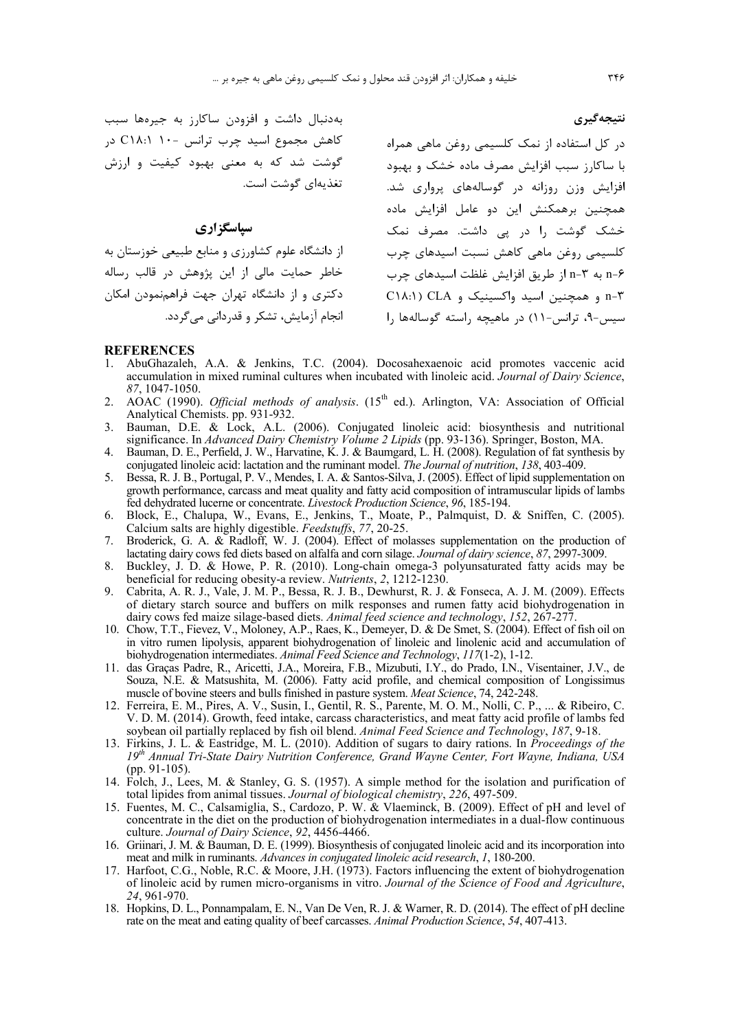## نتیجه‌گیری

در کل استفاده از نمک کلسیمی روغن ماهی همراه با ساکارز سبب افزایش مصرف ماده خشک و بهبود افزایش وزن روزانه در گوساله‌های پرواری شد. همچنین برهمکنش این دو عامل افزایش ماده خشک گوشت را در پی داشت. مصرف نمک کلسیمی روغن ماهی کاهش نسبت اسیدهای چرب n-۶ به n-۳ از طریق افزایش غلظت اسیدهای چرب n-۳ و همچنین اسید واکسینیک و CLA (C۱۸:۱ سیس-۹، ترانس-۱۱) در ماهیچه راسته گوساله‌ها را به‌دنبال داشت و افزودن ساکارز به جیره‌ها سبب کاهش مجموع اسید چرب ترانس -۱۰ C۱۸:۱ در گوشت شد که به معنی بهبود کیفیت و ارزش تغذیه‌ای گوشت است.

## سپاسگزاری

از دانشگاه علوم کشاورزی و منابع طبیعی خوزستان به خاطر حمایت مالی از این پژوهش در قالب رساله دکتری و از دانشگاه تهران جهت فراهم‌نمودن امکان انجام آزمایش، تشکر و قدردانی می‌گردد.

## REFERENCES

1. AbuGhazaleh, A.A. & Jenkins, T.C. (2004). Docosahexaenoic acid promotes vaccenic acid accumulation in mixed ruminal cultures when incubated with linoleic acid. *Journal of Dairy Science*, *87*, 1047-1050.
2. AOAC (1990). *Official methods of analysis*. (15th ed.). Arlington, VA: Association of Official Analytical Chemists. pp. 931-932.
3. Bauman, D.E. & Lock, A.L. (2006). Conjugated linoleic acid: biosynthesis and nutritional significance. In *Advanced Dairy Chemistry Volume 2 Lipids* (pp. 93-136). Springer, Boston, MA.
4. Bauman, D. E., Perfield, J. W., Harvatine, K. J. & Baumgard, L. H. (2008). Regulation of fat synthesis by conjugated linoleic acid: lactation and the ruminant model. *The Journal of nutrition*, *138*, 403-409.
5. Bessa, R. J. B., Portugal, P. V., Mendes, I. A. & Santos-Silva, J. (2005). Effect of lipid supplementation on growth performance, carcass and meat quality and fatty acid composition of intramuscular lipids of lambs fed dehydrated lucerne or concentrate. *Livestock Production Science*, *96*, 185-194.
6. Block, E., Chalupa, W., Evans, E., Jenkins, T., Moate, P., Palmquist, D. & Sniffen, C. (2005). Calcium salts are highly digestible. *Feedstuffs*, *77*, 20-25.
7. Broderick, G. A. & Radloff, W. J. (2004). Effect of molasses supplementation on the production of lactating dairy cows fed diets based on alfalfa and corn silage. *Journal of dairy science*, *87*, 2997-3009.
8. Buckley, J. D. & Howe, P. R. (2010). Long-chain omega-3 polyunsaturated fatty acids may be beneficial for reducing obesity-a review. *Nutrients*, *2*, 1212-1230.
9. Cabrita, A. R. J., Vale, J. M. P., Bessa, R. J. B., Dewhurst, R. J. & Fonseca, A. J. M. (2009). Effects of dietary starch source and buffers on milk responses and rumen fatty acid biohydrogenation in dairy cows fed maize silage-based diets. *Animal feed science and technology*, *152*, 267-277.
10. Chow, T.T., Fievez, V., Moloney, A.P., Raes, K., Demeyer, D. & De Smet, S. (2004). Effect of fish oil on in vitro rumen lipolysis, apparent biohydrogenation of linoleic and linolenic acid and accumulation of biohydrogenation intermediates. *Animal Feed Science and Technology*, *117*(1-2), 1-12.
11. das Graças Padre, R., Aricetti, J.A., Moreira, F.B., Mizubuti, I.Y., do Prado, I.N., Visentainer, J.V., de Souza, N.E. & Matsushita, M. (2006). Fatty acid profile, and chemical composition of Longissimus muscle of bovine steers and bulls finished in pasture system. *Meat Science*, 74, 242-248.
12. Ferreira, E. M., Pires, A. V., Susin, I., Gentil, R. S., Parente, M. O. M., Nolli, C. P., ... & Ribeiro, C. V. D. M. (2014). Growth, feed intake, carcass characteristics, and meat fatty acid profile of lambs fed soybean oil partially replaced by fish oil blend. *Animal Feed Science and Technology*, *187*, 9-18.
13. Firkins, J. L. & Eastridge, M. L. (2010). Addition of sugars to dairy rations. In *Proceedings of the 19th Annual Tri-State Dairy Nutrition Conference, Grand Wayne Center, Fort Wayne, Indiana, USA* (pp. 91-105).
14. Folch, J., Lees, M. & Stanley, G. S. (1957). A simple method for the isolation and purification of total lipides from animal tissues. *Journal of biological chemistry*, *226*, 497-509.
15. Fuentes, M. C., Calsamiglia, S., Cardozo, P. W. & Vlaeminck, B. (2009). Effect of pH and level of concentrate in the diet on the production of biohydrogenation intermediates in a dual-flow continuous culture. *Journal of Dairy Science*, *92*, 4456-4466.
16. Griinari, J. M. & Bauman, D. E. (1999). Biosynthesis of conjugated linoleic acid and its incorporation into meat and milk in ruminants. *Advances in conjugated linoleic acid research*, *1*, 180-200.
17. Harfoot, C.G., Noble, R.C. & Moore, J.H. (1973). Factors influencing the extent of biohydrogenation of linoleic acid by rumen micro-organisms in vitro. *Journal of the Science of Food and Agriculture*, *24*, 961-970.
18. Hopkins, D. L., Ponnampalam, E. N., Van De Ven, R. J. & Warner, R. D. (2014). The effect of pH decline rate on the meat and eating quality of beef carcasses. *Animal Production Science*, *54*, 407-413.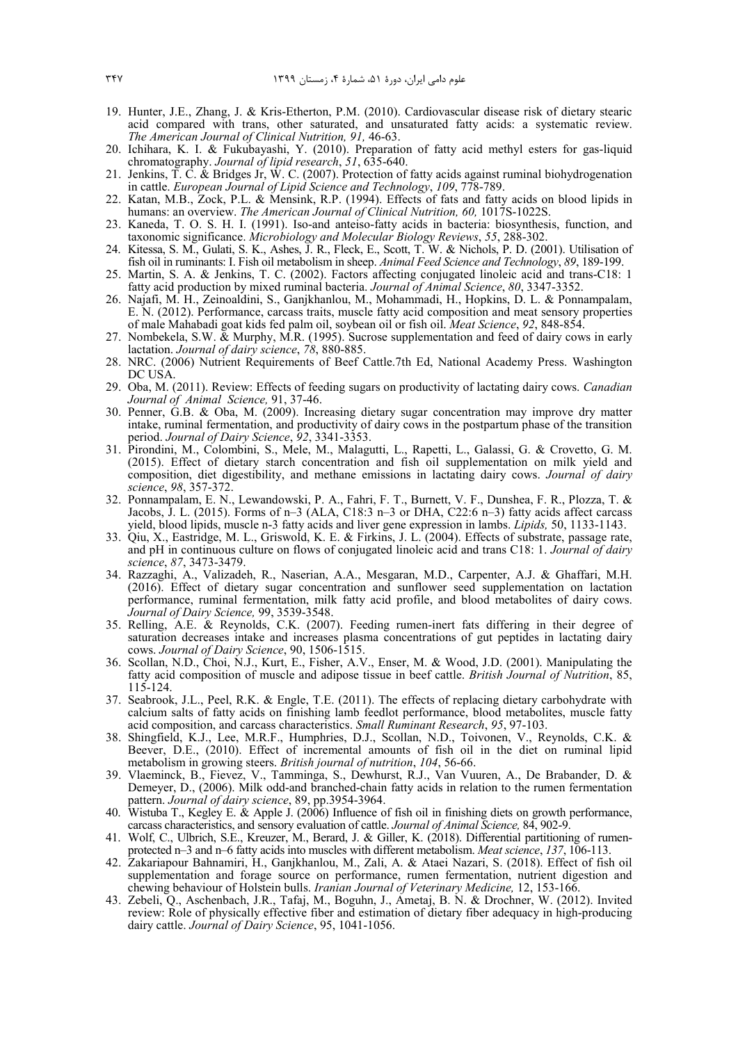19. Hunter, J.E., Zhang, J. & Kris-Etherton, P.M. (2010). Cardiovascular disease risk of dietary stearic acid compared with trans, other saturated, and unsaturated fatty acids: a systematic review. *The American Journal of Clinical Nutrition, 91,* 46-63.
20. Ichihara, K. I. & Fukubayashi, Y. (2010). Preparation of fatty acid methyl esters for gas-liquid chromatography. *Journal of lipid research*, *51*, 635-640.
21. Jenkins, T. C. & Bridges Jr, W. C. (2007). Protection of fatty acids against ruminal biohydrogenation in cattle. *European Journal of Lipid Science and Technology*, *109*, 778-789.
22. Katan, M.B., Zock, P.L. & Mensink, R.P. (1994). Effects of fats and fatty acids on blood lipids in humans: an overview. *The American Journal of Clinical Nutrition, 60,* 1017S-1022S.
23. Kaneda, T. O. S. H. I. (1991). Iso-and anteiso-fatty acids in bacteria: biosynthesis, function, and taxonomic significance. *Microbiology and Molecular Biology Reviews*, *55*, 288-302.
24. Kitessa, S. M., Gulati, S. K., Ashes, J. R., Fleck, E., Scott, T. W. & Nichols, P. D. (2001). Utilisation of fish oil in ruminants: I. Fish oil metabolism in sheep. *Animal Feed Science and Technology*, *89*, 189-199.
25. Martin, S. A. & Jenkins, T. C. (2002). Factors affecting conjugated linoleic acid and trans-C18: 1 fatty acid production by mixed ruminal bacteria. *Journal of Animal Science*, *80*, 3347-3352.
26. Najafi, M. H., Zeinoaldini, S., Ganjkhanlou, M., Mohammadi, H., Hopkins, D. L. & Ponnampalam, E. N. (2012). Performance, carcass traits, muscle fatty acid composition and meat sensory properties of male Mahabadi goat kids fed palm oil, soybean oil or fish oil. *Meat Science*, *92*, 848-854.
27. Nombekela, S.W. & Murphy, M.R. (1995). Sucrose supplementation and feed of dairy cows in early lactation. *Journal of dairy science*, *78*, 880-885.
28. NRC. (2006) Nutrient Requirements of Beef Cattle.7th Ed, National Academy Press. Washington DC USA.
29. Oba, M. (2011). Review: Effects of feeding sugars on productivity of lactating dairy cows. *Canadian Journal of Animal Science,* 91, 37-46.
30. Penner, G.B. & Oba, M. (2009). Increasing dietary sugar concentration may improve dry matter intake, ruminal fermentation, and productivity of dairy cows in the postpartum phase of the transition period. *Journal of Dairy Science*, *92*, 3341-3353.
31. Pirondini, M., Colombini, S., Mele, M., Malagutti, L., Rapetti, L., Galassi, G. & Crovetto, G. M. (2015). Effect of dietary starch concentration and fish oil supplementation on milk yield and composition, diet digestibility, and methane emissions in lactating dairy cows. *Journal of dairy science*, *98*, 357-372.
32. Ponnampalam, E. N., Lewandowski, P. A., Fahri, F. T., Burnett, V. F., Dunshea, F. R., Plozza, T. & Jacobs, J. L. (2015). Forms of n–3 (ALA, C18:3 n–3 or DHA, C22:6 n–3) fatty acids affect carcass yield, blood lipids, muscle n-3 fatty acids and liver gene expression in lambs. *Lipids,* 50, 1133-1143.
33. Qiu, X., Eastridge, M. L., Griswold, K. E. & Firkins, J. L. (2004). Effects of substrate, passage rate, and pH in continuous culture on flows of conjugated linoleic acid and trans C18: 1. *Journal of dairy science*, *87*, 3473-3479.
34. Razzaghi, A., Valizadeh, R., Naserian, A.A., Mesgaran, M.D., Carpenter, A.J. & Ghaffari, M.H. (2016). Effect of dietary sugar concentration and sunflower seed supplementation on lactation performance, ruminal fermentation, milk fatty acid profile, and blood metabolites of dairy cows. *Journal of Dairy Science,* 99, 3539-3548.
35. Relling, A.E. & Reynolds, C.K. (2007). Feeding rumen-inert fats differing in their degree of saturation decreases intake and increases plasma concentrations of gut peptides in lactating dairy cows. *Journal of Dairy Science*, 90, 1506-1515.
36. Scollan, N.D., Choi, N.J., Kurt, E., Fisher, A.V., Enser, M. & Wood, J.D. (2001). Manipulating the fatty acid composition of muscle and adipose tissue in beef cattle. *British Journal of Nutrition*, 85, 115-124.
37. Seabrook, J.L., Peel, R.K. & Engle, T.E. (2011). The effects of replacing dietary carbohydrate with calcium salts of fatty acids on finishing lamb feedlot performance, blood metabolites, muscle fatty acid composition, and carcass characteristics. *Small Ruminant Research*, *95*, 97-103.
38. Shingfield, K.J., Lee, M.R.F., Humphries, D.J., Scollan, N.D., Toivonen, V., Reynolds, C.K. & Beever, D.E., (2010). Effect of incremental amounts of fish oil in the diet on ruminal lipid metabolism in growing steers. *British journal of nutrition*, *104*, 56-66.
39. Vlaeminck, B., Fievez, V., Tamminga, S., Dewhurst, R.J., Van Vuuren, A., De Brabander, D. & Demeyer, D., (2006). Milk odd-and branched-chain fatty acids in relation to the rumen fermentation pattern. *Journal of dairy science*, 89, pp.3954-3964.
40. Wistuba T., Kegley E. & Apple J. (2006) Influence of fish oil in finishing diets on growth performance, carcass characteristics, and sensory evaluation of cattle. *Journal of Animal Science,* 84, 902-9.
41. Wolf, C., Ulbrich, S.E., Kreuzer, M., Berard, J. & Giller, K. (2018). Differential partitioning of rumen-protected n–3 and n–6 fatty acids into muscles with different metabolism. *Meat science*, *137*, 106-113.
42. Zakariapour Bahnamiri, H., Ganjkhanlou, M., Zali, A. & Ataei Nazari, S. (2018). Effect of fish oil supplementation and forage source on performance, rumen fermentation, nutrient digestion and chewing behaviour of Holstein bulls. *Iranian Journal of Veterinary Medicine,* 12, 153-166.
43. Zebeli, Q., Aschenbach, J.R., Tafaj, M., Boguhn, J., Ametaj, B. N. & Drochner, W. (2012). Invited review: Role of physically effective fiber and estimation of dietary fiber adequacy in high-producing dairy cattle. *Journal of Dairy Science*, 95, 1041-1056.